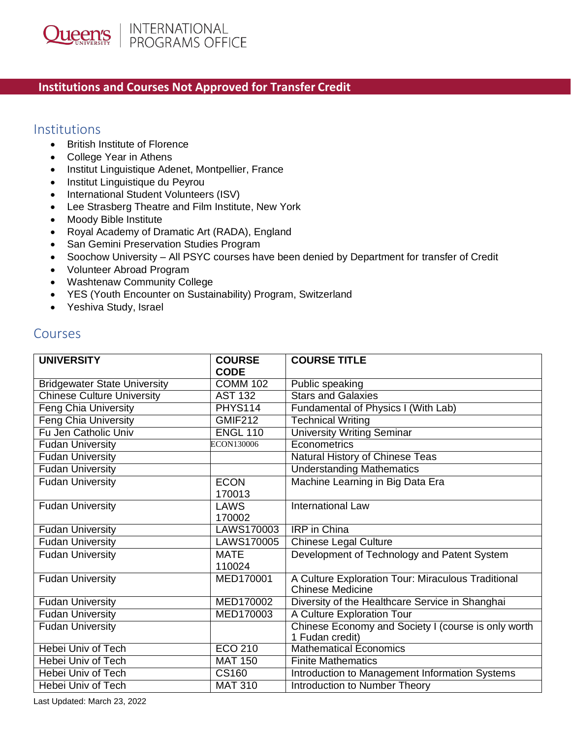Queen's University | INTERNATIONAL PROGRAMS OFFICE

## Institutions and Courses Not Approved for Transfer Credit

### Institutions

- British Institute of Florence
- College Year in Athens
- Institut Linguistique Adenet, Montpellier, France
- Institut Linguistique du Peyrou
- International Student Volunteers (ISV)
- Lee Strasberg Theatre and Film Institute, New York
- Moody Bible Institute
- Royal Academy of Dramatic Art (RADA), England
- San Gemini Preservation Studies Program
- Soochow University – All PSYC courses have been denied by Department for transfer of Credit
- Volunteer Abroad Program
- Washtenaw Community College
- YES (Youth Encounter on Sustainability) Program, Switzerland
- Yeshiva Study, Israel

### Courses

| UNIVERSITY | COURSE CODE | COURSE TITLE |
|---|---|---|
| Bridgewater State University | COMM 102 | Public speaking |
| Chinese Culture University | AST 132 | Stars and Galaxies |
| Feng Chia University | PHYS114 | Fundamental of Physics I (With Lab) |
| Feng Chia University | GMIF212 | Technical Writing |
| Fu Jen Catholic Univ | ENGL 110 | University Writing Seminar |
| Fudan University | ECON130006 | Econometrics |
| Fudan University | | Natural History of Chinese Teas |
| Fudan University | | Understanding Mathematics |
| Fudan University | ECON 170013 | Machine Learning in Big Data Era |
| Fudan University | LAWS 170002 | International Law |
| Fudan University | LAWS170003 | IRP in China |
| Fudan University | LAWS170005 | Chinese Legal Culture |
| Fudan University | MATE 110024 | Development of Technology and Patent System |
| Fudan University | MED170001 | A Culture Exploration Tour: Miraculous Traditional Chinese Medicine |
| Fudan University | MED170002 | Diversity of the Healthcare Service in Shanghai |
| Fudan University | MED170003 | A Culture Exploration Tour |
| Fudan University | | Chinese Economy and Society I (course is only worth 1 Fudan credit) |
| Hebei Univ of Tech | ECO 210 | Mathematical Economics |
| Hebei Univ of Tech | MAT 150 | Finite Mathematics |
| Hebei Univ of Tech | CS160 | Introduction to Management Information Systems |
| Hebei Univ of Tech | MAT 310 | Introduction to Number Theory |

Last Updated: March 23, 2022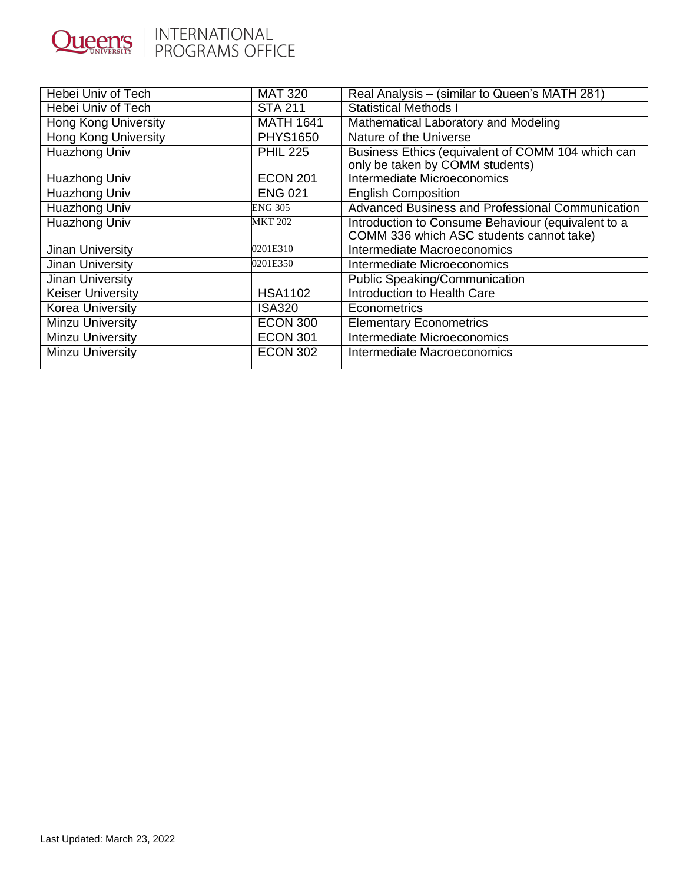| Hebei Univ of Tech | MAT 320 | Real Analysis – (similar to Queen's MATH 281) |
|---|---|---|
| Hebei Univ of Tech | STA 211 | Statistical Methods I |
| Hong Kong University | MATH 1641 | Mathematical Laboratory and Modeling |
| Hong Kong University | PHYS1650 | Nature of the Universe |
| Huazhong Univ | PHIL 225 | Business Ethics (equivalent of COMM 104 which can only be taken by COMM students) |
| Huazhong Univ | ECON 201 | Intermediate Microeconomics |
| Huazhong Univ | ENG 021 | English Composition |
| Huazhong Univ | ENG 305 | Advanced Business and Professional Communication |
| Huazhong Univ | MKT 202 | Introduction to Consume Behaviour (equivalent to a COMM 336 which ASC students cannot take) |
| Jinan University | 0201E310 | Intermediate Macroeconomics |
| Jinan University | 0201E350 | Intermediate Microeconomics |
| Jinan University | | Public Speaking/Communication |
| Keiser University | HSA1102 | Introduction to Health Care |
| Korea University | ISA320 | Econometrics |
| Minzu University | ECON 300 | Elementary Econometrics |
| Minzu University | ECON 301 | Intermediate Microeconomics |
| Minzu University | ECON 302 | Intermediate Macroeconomics |

Last Updated: March 23, 2022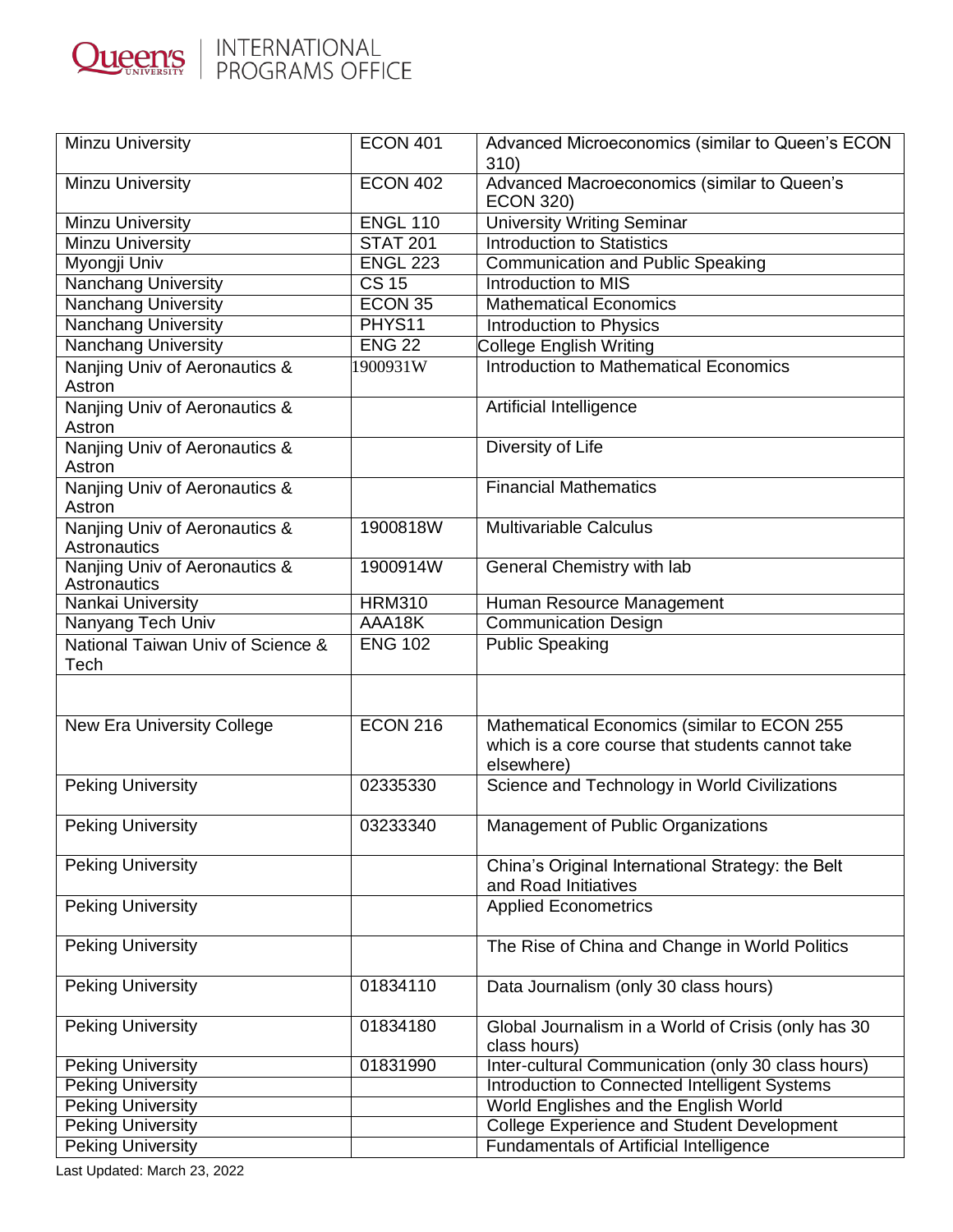| | | |
|---|---|---|
| Minzu University | ECON 401 | Advanced Microeconomics (similar to Queen's ECON 310) |
| Minzu University | ECON 402 | Advanced Macroeconomics (similar to Queen's ECON 320) |
| Minzu University | ENGL 110 | University Writing Seminar |
| Minzu University | STAT 201 | Introduction to Statistics |
| Myongji Univ | ENGL 223 | Communication and Public Speaking |
| Nanchang University | CS 15 | Introduction to MIS |
| Nanchang University | ECON 35 | Mathematical Economics |
| Nanchang University | PHYS11 | Introduction to Physics |
| Nanchang University | ENG 22 | College English Writing |
| Nanjing Univ of Aeronautics & Astron | 1900931W | Introduction to Mathematical Economics |
| Nanjing Univ of Aeronautics & Astron | | Artificial Intelligence |
| Nanjing Univ of Aeronautics & Astron | | Diversity of Life |
| Nanjing Univ of Aeronautics & Astron | | Financial Mathematics |
| Nanjing Univ of Aeronautics & Astronautics | 1900818W | Multivariable Calculus |
| Nanjing Univ of Aeronautics & Astronautics | 1900914W | General Chemistry with lab |
| Nankai University | HRM310 | Human Resource Management |
| Nanyang Tech Univ | AAA18K | Communication Design |
| National Taiwan Univ of Science & Tech | ENG 102 | Public Speaking |
| | | |
| New Era University College | ECON 216 | Mathematical Economics (similar to ECON 255 which is a core course that students cannot take elsewhere) |
| Peking University | 02335330 | Science and Technology in World Civilizations |
| Peking University | 03233340 | Management of Public Organizations |
| Peking University | | China's Original International Strategy: the Belt and Road Initiatives |
| Peking University | | Applied Econometrics |
| Peking University | | The Rise of China and Change in World Politics |
| Peking University | 01834110 | Data Journalism (only 30 class hours) |
| Peking University | 01834180 | Global Journalism in a World of Crisis (only has 30 class hours) |
| Peking University | 01831990 | Inter-cultural Communication (only 30 class hours) |
| Peking University | | Introduction to Connected Intelligent Systems |
| Peking University | | World Englishes and the English World |
| Peking University | | College Experience and Student Development |
| Peking University | | Fundamentals of Artificial Intelligence |

Last Updated: March 23, 2022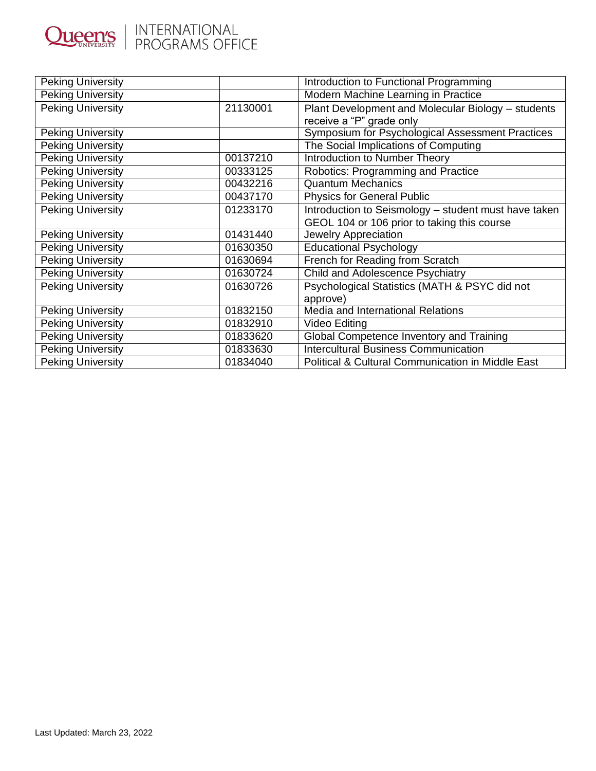| Peking University | | Introduction to Functional Programming |
|---|---|---|
| Peking University | | Modern Machine Learning in Practice |
| Peking University | 21130001 | Plant Development and Molecular Biology – students receive a "P" grade only |
| Peking University | | Symposium for Psychological Assessment Practices |
| Peking University | | The Social Implications of Computing |
| Peking University | 00137210 | Introduction to Number Theory |
| Peking University | 00333125 | Robotics: Programming and Practice |
| Peking University | 00432216 | Quantum Mechanics |
| Peking University | 00437170 | Physics for General Public |
| Peking University | 01233170 | Introduction to Seismology – student must have taken GEOL 104 or 106 prior to taking this course |
| Peking University | 01431440 | Jewelry Appreciation |
| Peking University | 01630350 | Educational Psychology |
| Peking University | 01630694 | French for Reading from Scratch |
| Peking University | 01630724 | Child and Adolescence Psychiatry |
| Peking University | 01630726 | Psychological Statistics (MATH & PSYC did not approve) |
| Peking University | 01832150 | Media and International Relations |
| Peking University | 01832910 | Video Editing |
| Peking University | 01833620 | Global Competence Inventory and Training |
| Peking University | 01833630 | Intercultural Business Communication |
| Peking University | 01834040 | Political & Cultural Communication in Middle East |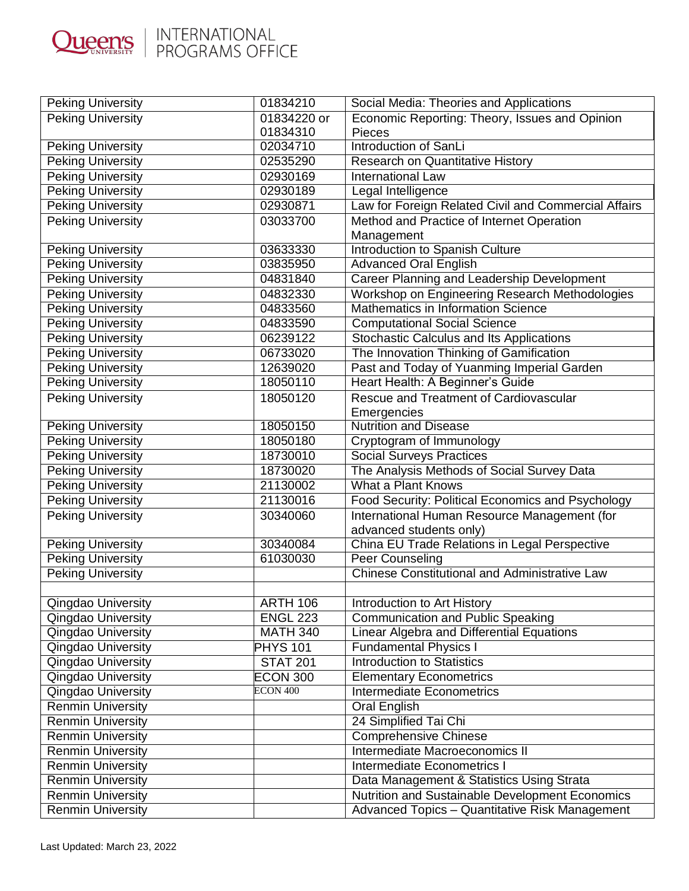| Peking University | 01834210 | Social Media: Theories and Applications |
|---|---|---|
| Peking University | 01834220 or 01834310 | Economic Reporting: Theory, Issues and Opinion Pieces |
| Peking University | 02034710 | Introduction of SanLi |
| Peking University | 02535290 | Research on Quantitative History |
| Peking University | 02930169 | International Law |
| Peking University | 02930189 | Legal Intelligence |
| Peking University | 02930871 | Law for Foreign Related Civil and Commercial Affairs |
| Peking University | 03033700 | Method and Practice of Internet Operation Management |
| Peking University | 03633330 | Introduction to Spanish Culture |
| Peking University | 03835950 | Advanced Oral English |
| Peking University | 04831840 | Career Planning and Leadership Development |
| Peking University | 04832330 | Workshop on Engineering Research Methodologies |
| Peking University | 04833560 | Mathematics in Information Science |
| Peking University | 04833590 | Computational Social Science |
| Peking University | 06239122 | Stochastic Calculus and Its Applications |
| Peking University | 06733020 | The Innovation Thinking of Gamification |
| Peking University | 12639020 | Past and Today of Yuanming Imperial Garden |
| Peking University | 18050110 | Heart Health: A Beginner's Guide |
| Peking University | 18050120 | Rescue and Treatment of Cardiovascular Emergencies |
| Peking University | 18050150 | Nutrition and Disease |
| Peking University | 18050180 | Cryptogram of Immunology |
| Peking University | 18730010 | Social Surveys Practices |
| Peking University | 18730020 | The Analysis Methods of Social Survey Data |
| Peking University | 21130002 | What a Plant Knows |
| Peking University | 21130016 | Food Security: Political Economics and Psychology |
| Peking University | 30340060 | International Human Resource Management (for advanced students only) |
| Peking University | 30340084 | China EU Trade Relations in Legal Perspective |
| Peking University | 61030030 | Peer Counseling |
| Peking University | | Chinese Constitutional and Administrative Law |
| | | |
| Qingdao University | ARTH 106 | Introduction to Art History |
| Qingdao University | ENGL 223 | Communication and Public Speaking |
| Qingdao University | MATH 340 | Linear Algebra and Differential Equations |
| Qingdao University | PHYS 101 | Fundamental Physics I |
| Qingdao University | STAT 201 | Introduction to Statistics |
| Qingdao University | ECON 300 | Elementary Econometrics |
| Qingdao University | ECON 400 | Intermediate Econometrics |
| Renmin University | | Oral English |
| Renmin University | | 24 Simplified Tai Chi |
| Renmin University | | Comprehensive Chinese |
| Renmin University | | Intermediate Macroeconomics II |
| Renmin University | | Intermediate Econometrics I |
| Renmin University | | Data Management & Statistics Using Strata |
| Renmin University | | Nutrition and Sustainable Development Economics |
| Renmin University | | Advanced Topics – Quantitative Risk Management |

Last Updated: March 23, 2022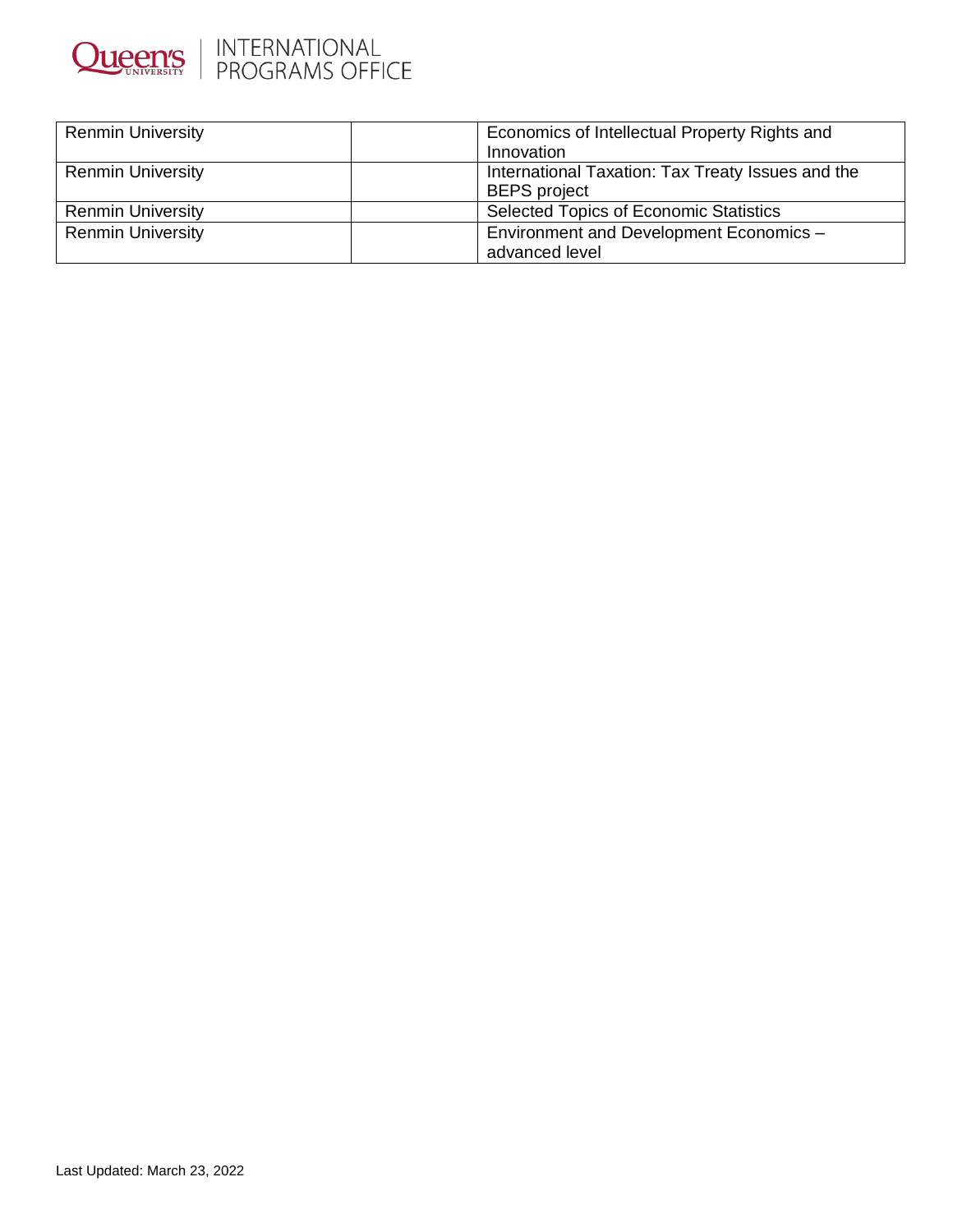| | | |
|---|---|---|
| Renmin University | | Economics of Intellectual Property Rights and Innovation |
| Renmin University | | International Taxation: Tax Treaty Issues and the BEPS project |
| Renmin University | | Selected Topics of Economic Statistics |
| Renmin University | | Environment and Development Economics – advanced level |

Last Updated: March 23, 2022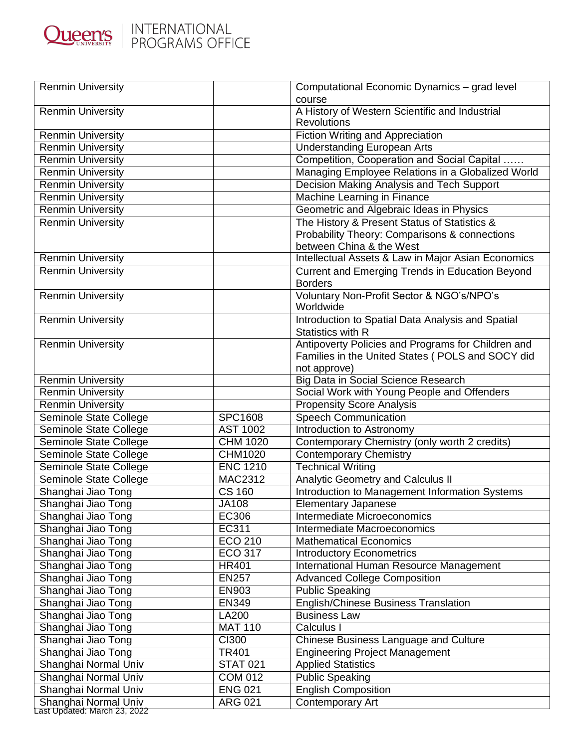| | | |
|---|---|---|
| Renmin University | | Computational Economic Dynamics – grad level course |
| Renmin University | | A History of Western Scientific and Industrial Revolutions |
| Renmin University | | Fiction Writing and Appreciation |
| Renmin University | | Understanding European Arts |
| Renmin University | | Competition, Cooperation and Social Capital …… |
| Renmin University | | Managing Employee Relations in a Globalized World |
| Renmin University | | Decision Making Analysis and Tech Support |
| Renmin University | | Machine Learning in Finance |
| Renmin University | | Geometric and Algebraic Ideas in Physics |
| Renmin University | | The History & Present Status of Statistics & Probability Theory: Comparisons & connections between China & the West |
| Renmin University | | Intellectual Assets & Law in Major Asian Economics |
| Renmin University | | Current and Emerging Trends in Education Beyond Borders |
| Renmin University | | Voluntary Non-Profit Sector & NGO's/NPO's Worldwide |
| Renmin University | | Introduction to Spatial Data Analysis and Spatial Statistics with R |
| Renmin University | | Antipoverty Policies and Programs for Children and Families in the United States ( POLS and SOCY did not approve) |
| Renmin University | | Big Data in Social Science Research |
| Renmin University | | Social Work with Young People and Offenders |
| Renmin University | | Propensity Score Analysis |
| Seminole State College | SPC1608 | Speech Communication |
| Seminole State College | AST 1002 | Introduction to Astronomy |
| Seminole State College | CHM 1020 | Contemporary Chemistry (only worth 2 credits) |
| Seminole State College | CHM1020 | Contemporary Chemistry |
| Seminole State College | ENC 1210 | Technical Writing |
| Seminole State College | MAC2312 | Analytic Geometry and Calculus II |
| Shanghai Jiao Tong | CS 160 | Introduction to Management Information Systems |
| Shanghai Jiao Tong | JA108 | Elementary Japanese |
| Shanghai Jiao Tong | EC306 | Intermediate Microeconomics |
| Shanghai Jiao Tong | EC311 | Intermediate Macroeconomics |
| Shanghai Jiao Tong | ECO 210 | Mathematical Economics |
| Shanghai Jiao Tong | ECO 317 | Introductory Econometrics |
| Shanghai Jiao Tong | HR401 | International Human Resource Management |
| Shanghai Jiao Tong | EN257 | Advanced College Composition |
| Shanghai Jiao Tong | EN903 | Public Speaking |
| Shanghai Jiao Tong | EN349 | English/Chinese Business Translation |
| Shanghai Jiao Tong | LA200 | Business Law |
| Shanghai Jiao Tong | MAT 110 | Calculus I |
| Shanghai Jiao Tong | CI300 | Chinese Business Language and Culture |
| Shanghai Jiao Tong | TR401 | Engineering Project Management |
| Shanghai Normal Univ | STAT 021 | Applied Statistics |
| Shanghai Normal Univ | COM 012 | Public Speaking |
| Shanghai Normal Univ | ENG 021 | English Composition |
| Shanghai Normal Univ | ARG 021 | Contemporary Art |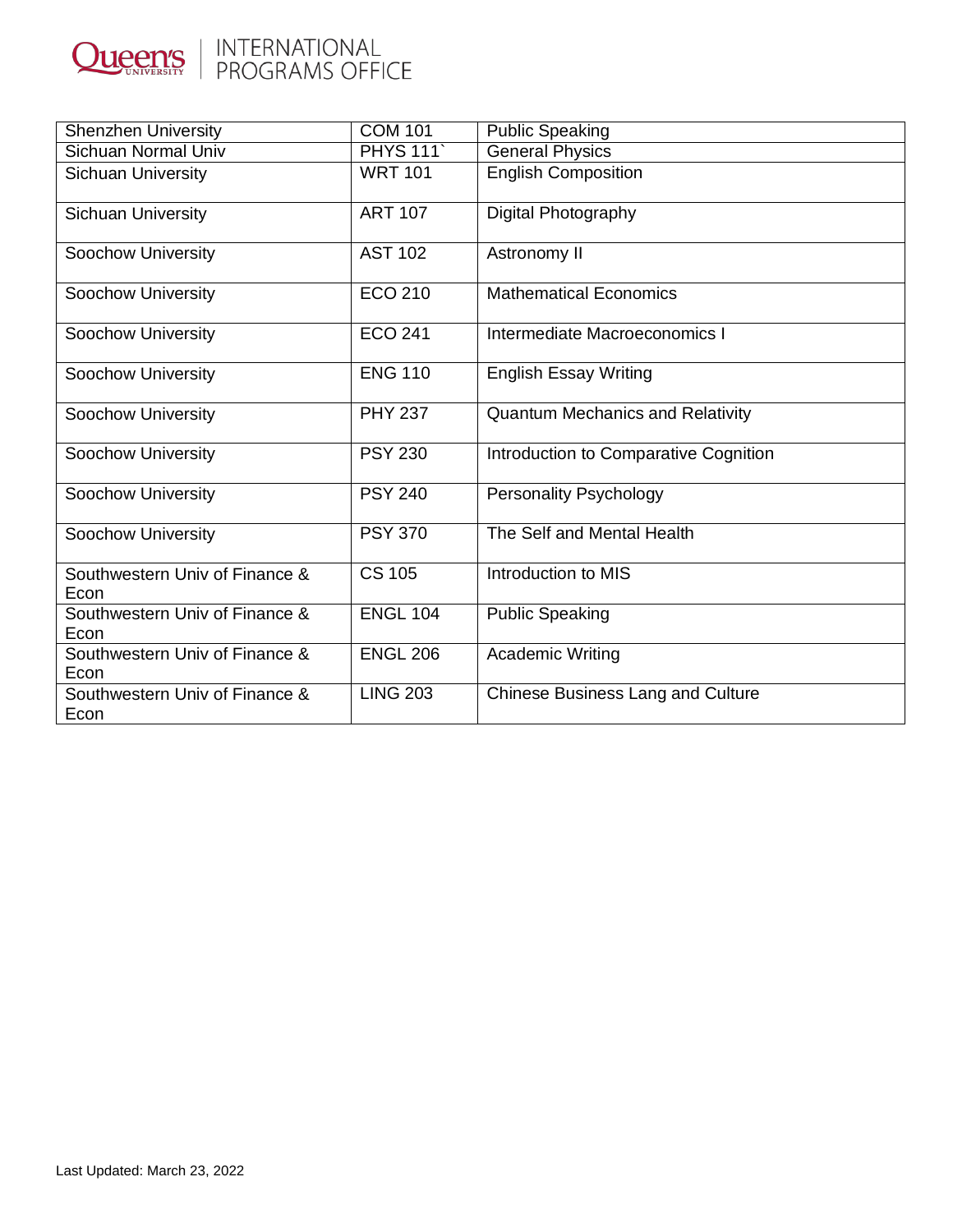| Shenzhen University | COM 101 | Public Speaking |
|---|---|---|
| Sichuan Normal Univ | PHYS 111` | General Physics |
| Sichuan University | WRT 101 | English Composition |
| Sichuan University | ART 107 | Digital Photography |
| Soochow University | AST 102 | Astronomy II |
| Soochow University | ECO 210 | Mathematical Economics |
| Soochow University | ECO 241 | Intermediate Macroeconomics I |
| Soochow University | ENG 110 | English Essay Writing |
| Soochow University | PHY 237 | Quantum Mechanics and Relativity |
| Soochow University | PSY 230 | Introduction to Comparative Cognition |
| Soochow University | PSY 240 | Personality Psychology |
| Soochow University | PSY 370 | The Self and Mental Health |
| Southwestern Univ of Finance & Econ | CS 105 | Introduction to MIS |
| Southwestern Univ of Finance & Econ | ENGL 104 | Public Speaking |
| Southwestern Univ of Finance & Econ | ENGL 206 | Academic Writing |
| Southwestern Univ of Finance & Econ | LING 203 | Chinese Business Lang and Culture |

Last Updated: March 23, 2022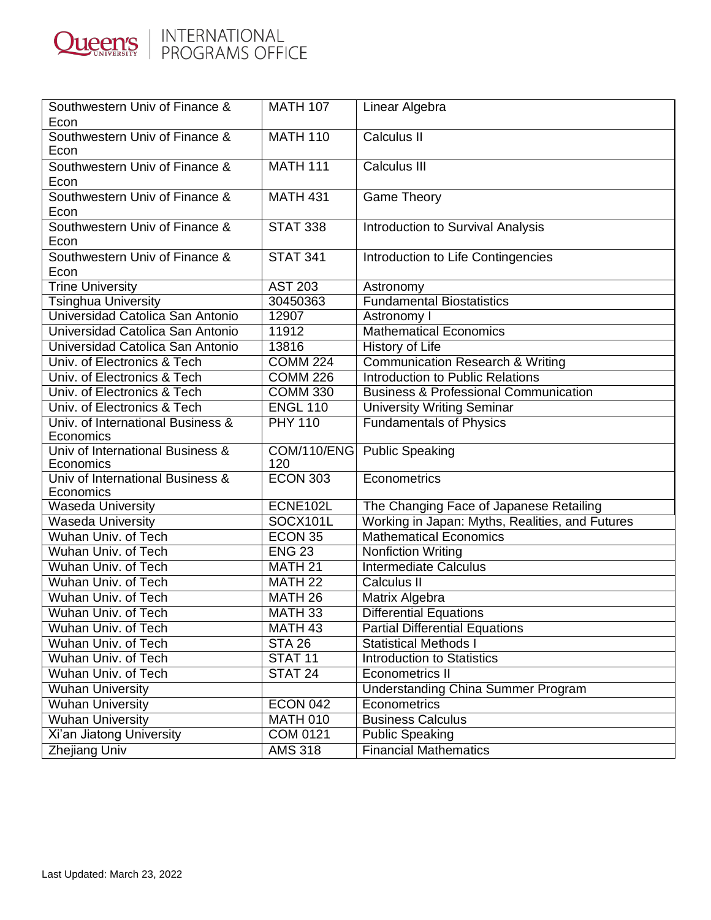| | | |
|---|---|---|
| Southwestern Univ of Finance & Econ | MATH 107 | Linear Algebra |
| Southwestern Univ of Finance & Econ | MATH 110 | Calculus II |
| Southwestern Univ of Finance & Econ | MATH 111 | Calculus III |
| Southwestern Univ of Finance & Econ | MATH 431 | Game Theory |
| Southwestern Univ of Finance & Econ | STAT 338 | Introduction to Survival Analysis |
| Southwestern Univ of Finance & Econ | STAT 341 | Introduction to Life Contingencies |
| Trine University | AST 203 | Astronomy |
| Tsinghua University | 30450363 | Fundamental Biostatistics |
| Universidad Catolica San Antonio | 12907 | Astronomy I |
| Universidad Catolica San Antonio | 11912 | Mathematical Economics |
| Universidad Catolica San Antonio | 13816 | History of Life |
| Univ. of Electronics & Tech | COMM 224 | Communication Research & Writing |
| Univ. of Electronics & Tech | COMM 226 | Introduction to Public Relations |
| Univ. of Electronics & Tech | COMM 330 | Business & Professional Communication |
| Univ. of Electronics & Tech | ENGL 110 | University Writing Seminar |
| Univ. of International Business & Economics | PHY 110 | Fundamentals of Physics |
| Univ of International Business & Economics | COM/110/ENG 120 | Public Speaking |
| Univ of International Business & Economics | ECON 303 | Econometrics |
| Waseda University | ECNE102L | The Changing Face of Japanese Retailing |
| Waseda University | SOCX101L | Working in Japan: Myths, Realities, and Futures |
| Wuhan Univ. of Tech | ECON 35 | Mathematical Economics |
| Wuhan Univ. of Tech | ENG 23 | Nonfiction Writing |
| Wuhan Univ. of Tech | MATH 21 | Intermediate Calculus |
| Wuhan Univ. of Tech | MATH 22 | Calculus II |
| Wuhan Univ. of Tech | MATH 26 | Matrix Algebra |
| Wuhan Univ. of Tech | MATH 33 | Differential Equations |
| Wuhan Univ. of Tech | MATH 43 | Partial Differential Equations |
| Wuhan Univ. of Tech | STA 26 | Statistical Methods I |
| Wuhan Univ. of Tech | STAT 11 | Introduction to Statistics |
| Wuhan Univ. of Tech | STAT 24 | Econometrics II |
| Wuhan University | | Understanding China Summer Program |
| Wuhan University | ECON 042 | Econometrics |
| Wuhan University | MATH 010 | Business Calculus |
| Xi'an Jiatong University | COM 0121 | Public Speaking |
| Zhejiang Univ | AMS 318 | Financial Mathematics |

Last Updated: March 23, 2022